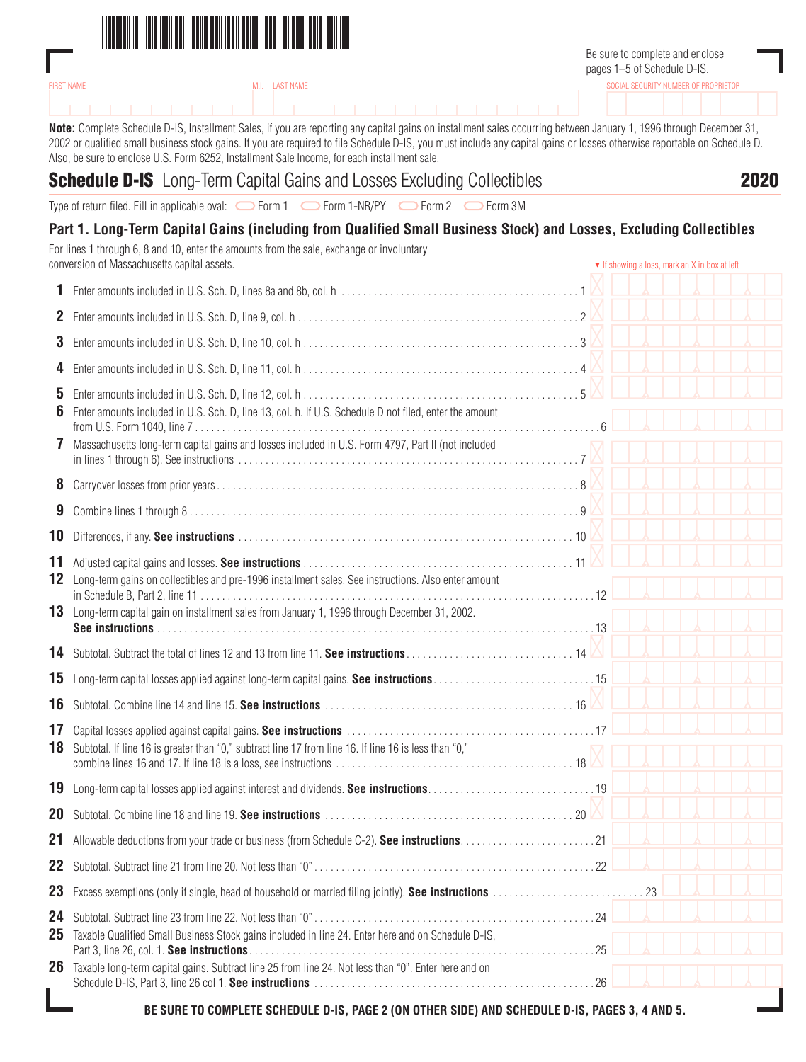Be sure to complete and enclose pages 1–5 of Schedule D-IS.

| FIRST NAME | M.I. | LAST NAME | SOCIAL SECURITY NUMBER OF PROPRIETOR |
|---|---|---|---|
| | | | |

**Note:** Complete Schedule D-IS, Installment Sales, if you are reporting any capital gains on installment sales occurring between January 1, 1996 through December 31, 2002 or qualified small business stock gains. If you are required to file Schedule D-IS, you must include any capital gains or losses otherwise reportable on Schedule D. Also, be sure to enclose U.S. Form 6252, Installment Sale Income, for each installment sale.

# Schedule D-IS Long-Term Capital Gains and Losses Excluding Collectibles 2020

Type of return filed. Fill in applicable oval: ⬭ Form 1 ⬭ Form 1-NR/PY ⬭ Form 2 ⬭ Form 3M

## Part 1. Long-Term Capital Gains (including from Qualified Small Business Stock) and Losses, Excluding Collectibles

For lines 1 through 6, 8 and 10, enter the amounts from the sale, exchange or involuntary conversion of Massachusetts capital assets.

▼ If showing a loss, mark an X in box at left

| Line | Description | Amount |
|---|---|---|
| 1 | Enter amounts included in U.S. Sch. D, lines 8a and 8b, col. h | 1 |
| 2 | Enter amounts included in U.S. Sch. D, line 9, col. h | 2 |
| 3 | Enter amounts included in U.S. Sch. D, line 10, col. h | 3 |
| 4 | Enter amounts included in U.S. Sch. D, line 11, col. h | 4 |
| 5 | Enter amounts included in U.S. Sch. D, line 12, col. h | 5 |
| 6 | Enter amounts included in U.S. Sch. D, line 13, col. h. If U.S. Schedule D not filed, enter the amount from U.S. Form 1040, line 7 | 6 |
| 7 | Massachusetts long-term capital gains and losses included in U.S. Form 4797, Part II (not included in lines 1 through 6). See instructions | 7 |
| 8 | Carryover losses from prior years | 8 |
| 9 | Combine lines 1 through 8 | 9 |
| 10 | Differences, if any. **See instructions** | 10 |
| 11 | Adjusted capital gains and losses. **See instructions** | 11 |
| 12 | Long-term gains on collectibles and pre-1996 installment sales. See instructions. Also enter amount in Schedule B, Part 2, line 11 | 12 |
| 13 | Long-term capital gain on installment sales from January 1, 1996 through December 31, 2002. **See instructions** | 13 |
| 14 | Subtotal. Subtract the total of lines 12 and 13 from line 11. **See instructions** | 14 |
| 15 | Long-term capital losses applied against long-term capital gains. **See instructions** | 15 |
| 16 | Subtotal. Combine line 14 and line 15. **See instructions** | 16 |
| 17 | Capital losses applied against capital gains. **See instructions** | 17 |
| 18 | Subtotal. If line 16 is greater than "0," subtract line 17 from line 16. If line 16 is less than "0," combine lines 16 and 17. If line 18 is a loss, see instructions | 18 |
| 19 | Long-term capital losses applied against interest and dividends. **See instructions** | 19 |
| 20 | Subtotal. Combine line 18 and line 19. **See instructions** | 20 |
| 21 | Allowable deductions from your trade or business (from Schedule C-2). **See instructions** | 21 |
| 22 | Subtotal. Subtract line 21 from line 20. Not less than "0" | 22 |
| 23 | Excess exemptions (only if single, head of household or married filing jointly). **See instructions** | 23 |
| 24 | Subtotal. Subtract line 23 from line 22. Not less than "0" | 24 |
| 25 | Taxable Qualified Small Business Stock gains included in line 24. Enter here and on Schedule D-IS, Part 3, line 26, col. 1. **See instructions** | 25 |
| 26 | Taxable long-term capital gains. Subtract line 25 from line 24. Not less than "0". Enter here and on Schedule D-IS, Part 3, line 26 col 1. **See instructions** | 26 |

**BE SURE TO COMPLETE SCHEDULE D-IS, PAGE 2 (ON OTHER SIDE) AND SCHEDULE D-IS, PAGES 3, 4 AND 5.**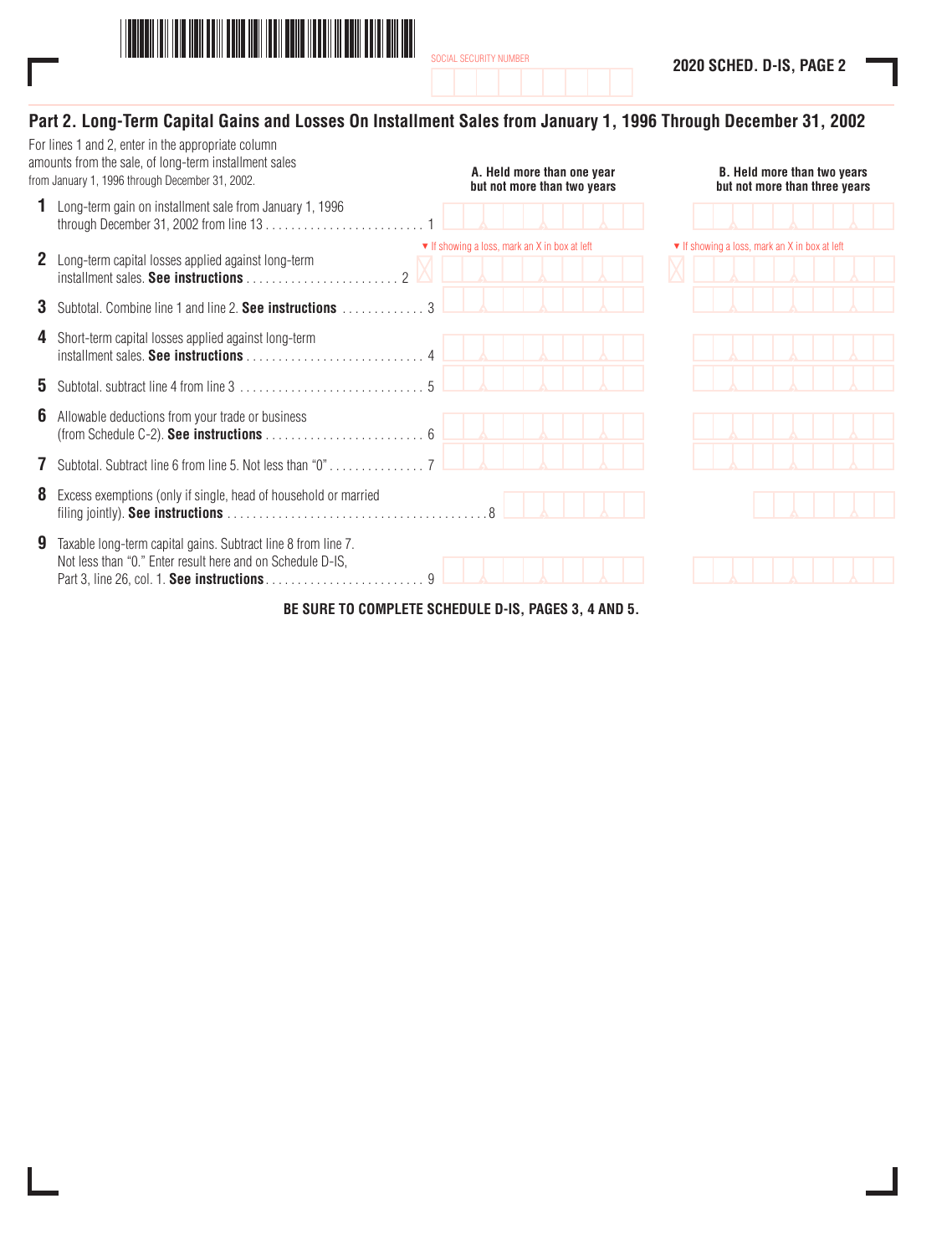SOCIAL SECURITY NUMBER

**2020 SCHED. D-IS, PAGE 2**

## Part 2. Long-Term Capital Gains and Losses On Installment Sales from January 1, 1996 Through December 31, 2002

For lines 1 and 2, enter in the appropriate column amounts from the sale, of long-term installment sales from January 1, 1996 through December 31, 2002.

| | | A. Held more than one year but not more than two years | B. Held more than two years but not more than three years |
|---|---|---|---|
| 1 | Long-term gain on installment sale from January 1, 1996 through December 31, 2002 from line 13 . . . . . 1 | | |
| 2 | Long-term capital losses applied against long-term installment sales. **See instructions** . . . . . 2 | ▼ If showing a loss, mark an X in box at left | ▼ If showing a loss, mark an X in box at left |
| 3 | Subtotal. Combine line 1 and line 2. **See instructions** . . . . . 3 | | |
| 4 | Short-term capital losses applied against long-term installment sales. **See instructions** . . . . . 4 | | |
| 5 | Subtotal. subtract line 4 from line 3 . . . . . 5 | | |
| 6 | Allowable deductions from your trade or business (from Schedule C-2). **See instructions** . . . . . 6 | | |
| 7 | Subtotal. Subtract line 6 from line 5. Not less than "0" . . . . . 7 | | |
| 8 | Excess exemptions (only if single, head of household or married filing jointly). **See instructions** . . . . . 8 | | |
| 9 | Taxable long-term capital gains. Subtract line 8 from line 7. Not less than "0." Enter result here and on Schedule D-IS, Part 3, line 26, col. 1. **See instructions** . . . . . 9 | | |

**BE SURE TO COMPLETE SCHEDULE D-IS, PAGES 3, 4 AND 5.**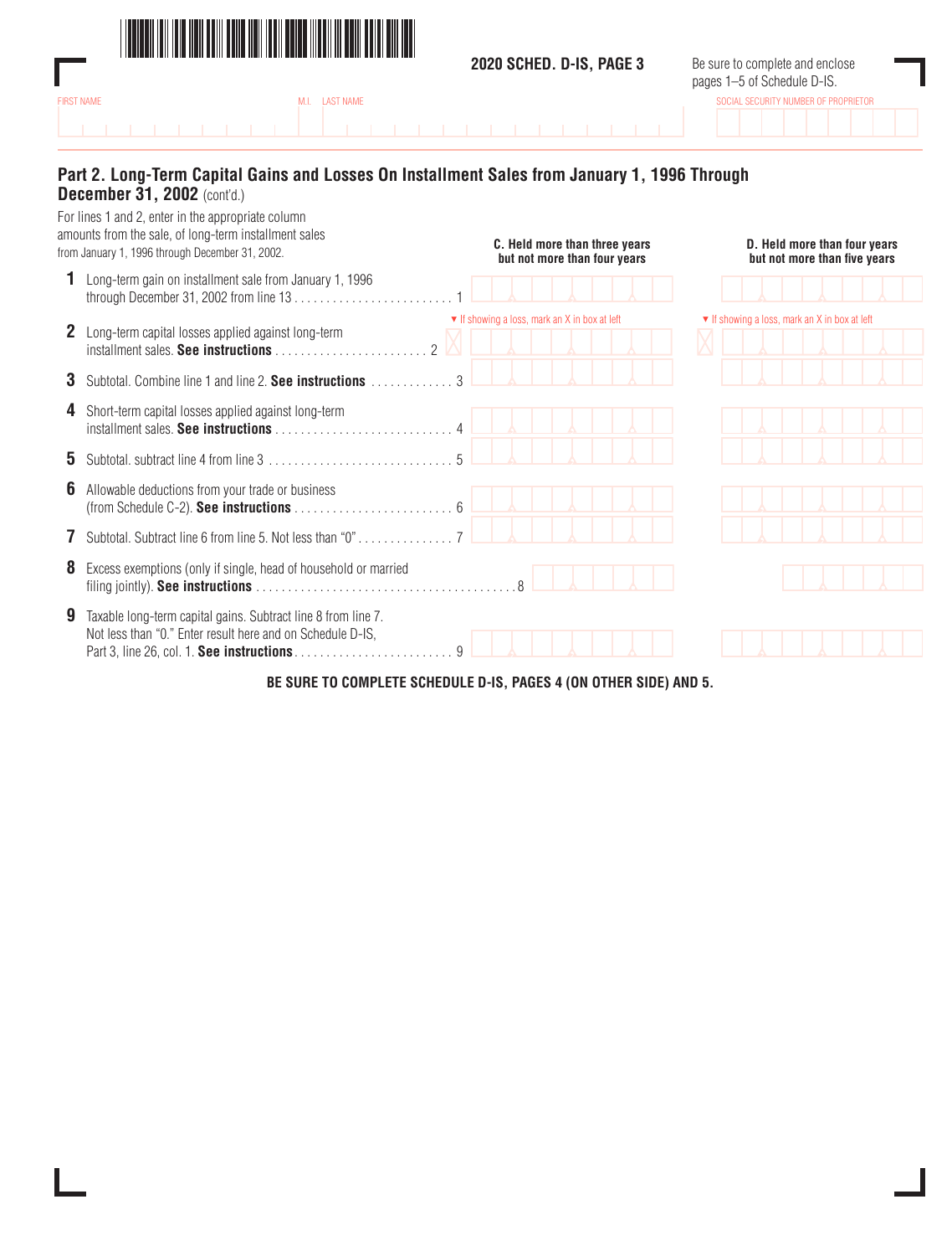2020 SCHED. D-IS, PAGE 3

Be sure to complete and enclose pages 1–5 of Schedule D-IS.

FIRST NAME | M.I. | LAST NAME | SOCIAL SECURITY NUMBER OF PROPRIETOR

## Part 2. Long-Term Capital Gains and Losses On Installment Sales from January 1, 1996 Through December 31, 2002 (cont'd.)

For lines 1 and 2, enter in the appropriate column amounts from the sale, of long-term installment sales from January 1, 1996 through December 31, 2002.

| | C. Held more than three years but not more than four years | D. Held more than four years but not more than five years |
|---|---|---|
| **1** Long-term gain on installment sale from January 1, 1996 through December 31, 2002 from line 13 . . . . . . . . . . 1 | | |
| **2** Long-term capital losses applied against long-term installment sales. **See instructions** . . . . . . . . . . 2 | ▼ If showing a loss, mark an X in box at left | ▼ If showing a loss, mark an X in box at left |
| **3** Subtotal. Combine line 1 and line 2. **See instructions** . . . . . . . 3 | | |
| **4** Short-term capital losses applied against long-term installment sales. **See instructions** . . . . . . . . . . 4 | | |
| **5** Subtotal. subtract line 4 from line 3 . . . . . . . . . . 5 | | |
| **6** Allowable deductions from your trade or business (from Schedule C-2). **See instructions** . . . . . . . . . . 6 | | |
| **7** Subtotal. Subtract line 6 from line 5. Not less than "0" . . . . . . . 7 | | |
| **8** Excess exemptions (only if single, head of household or married filing jointly). **See instructions** . . . . . . . . . . 8 | | |
| **9** Taxable long-term capital gains. Subtract line 8 from line 7. Not less than "0." Enter result here and on Schedule D-IS, Part 3, line 26, col. 1. **See instructions** . . . . . . . . . . 9 | | |

**BE SURE TO COMPLETE SCHEDULE D-IS, PAGES 4 (ON OTHER SIDE) AND 5.**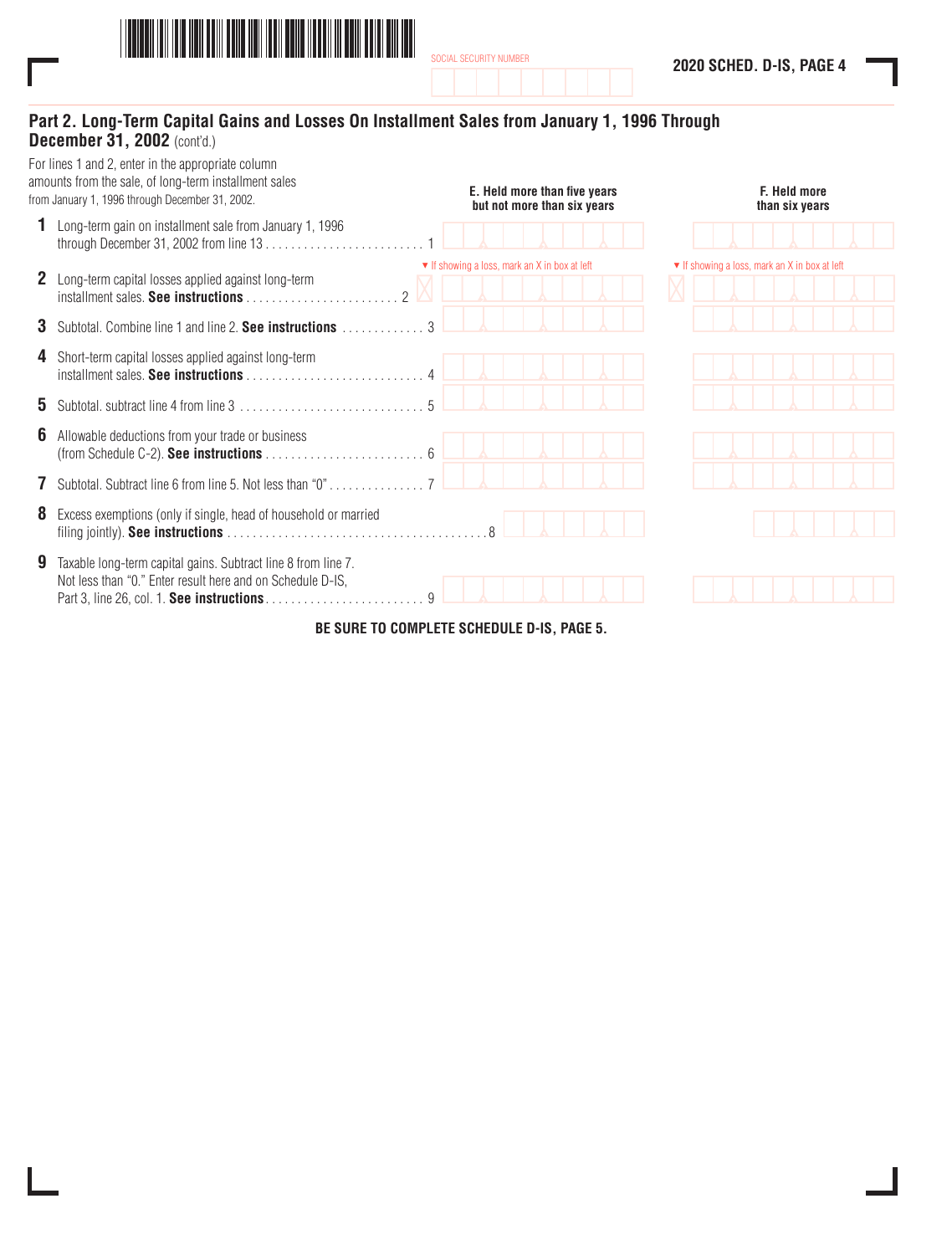SOCIAL SECURITY NUMBER

## Part 2. Long-Term Capital Gains and Losses On Installment Sales from January 1, 1996 Through December 31, 2002 (cont'd.)

For lines 1 and 2, enter in the appropriate column amounts from the sale, of long-term installment sales from January 1, 1996 through December 31, 2002.

| Line | Description | E. Held more than five years but not more than six years | F. Held more than six years |
|---|---|---|---|
| 1 | Long-term gain on installment sale from January 1, 1996 through December 31, 2002 from line 13 . . . . . 1 | | |
| 2 | Long-term capital losses applied against long-term installment sales. **See instructions** . . . . . 2 | ▼ If showing a loss, mark an X in box at left | ▼ If showing a loss, mark an X in box at left |
| 3 | Subtotal. Combine line 1 and line 2. **See instructions** . . . . . 3 | | |
| 4 | Short-term capital losses applied against long-term installment sales. **See instructions** . . . . . 4 | | |
| 5 | Subtotal. subtract line 4 from line 3 . . . . . 5 | | |
| 6 | Allowable deductions from your trade or business (from Schedule C-2). **See instructions** . . . . . 6 | | |
| 7 | Subtotal. Subtract line 6 from line 5. Not less than "0" . . . . . 7 | | |
| 8 | Excess exemptions (only if single, head of household or married filing jointly). **See instructions** . . . . . 8 | | |
| 9 | Taxable long-term capital gains. Subtract line 8 from line 7. Not less than "0." Enter result here and on Schedule D-IS, Part 3, line 26, col. 1. **See instructions** . . . . . 9 | | |

**BE SURE TO COMPLETE SCHEDULE D-IS, PAGE 5.**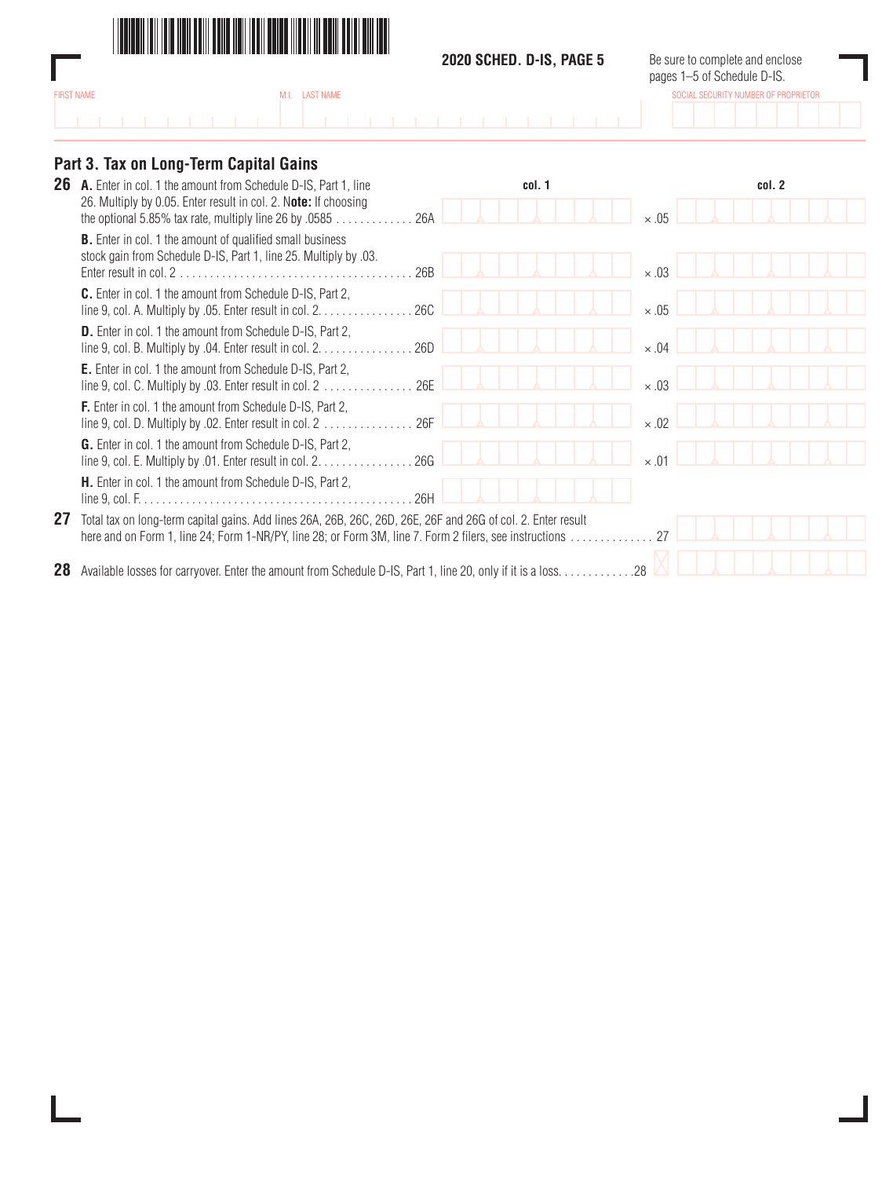2020 SCHED. D-IS, PAGE 5

Be sure to complete and enclose pages 1–5 of Schedule D-IS.

FIRST NAME | M.I. | LAST NAME | SOCIAL SECURITY NUMBER OF PROPRIETOR

## Part 3. Tax on Long-Term Capital Gains

| Line | Description | col. 1 | | col. 2 |
|---|---|---|---|---|
| 26 | **A.** Enter in col. 1 the amount from Schedule D-IS, Part 1, line 26. Multiply by 0.05. Enter result in col. 2. **Note:** If choosing the optional 5.85% tax rate, multiply line 26 by .0585 . . . . . . . . . . . . . 26A | | × .05 | |
| | **B.** Enter in col. 1 the amount of qualified small business stock gain from Schedule D-IS, Part 1, line 25. Multiply by .03. Enter result in col. 2 . . . . . . . . . . . . . . . . . . . . . . . . . . . . . . . . . . . . . . . . 26B | | × .03 | |
| | **C.** Enter in col. 1 the amount from Schedule D-IS, Part 2, line 9, col. A. Multiply by .05. Enter result in col. 2. . . . . . . . . . . . . . . . 26C | | × .05 | |
| | **D.** Enter in col. 1 the amount from Schedule D-IS, Part 2, line 9, col. B. Multiply by .04. Enter result in col. 2. . . . . . . . . . . . . . . . 26D | | × .04 | |
| | **E.** Enter in col. 1 the amount from Schedule D-IS, Part 2, line 9, col. C. Multiply by .03. Enter result in col. 2 . . . . . . . . . . . . . . . 26E | | × .03 | |
| | **F.** Enter in col. 1 the amount from Schedule D-IS, Part 2, line 9, col. D. Multiply by .02. Enter result in col. 2 . . . . . . . . . . . . . . . 26F | | × .02 | |
| | **G.** Enter in col. 1 the amount from Schedule D-IS, Part 2, line 9, col. E. Multiply by .01. Enter result in col. 2. . . . . . . . . . . . . . . . 26G | | × .01 | |
| | **H.** Enter in col. 1 the amount from Schedule D-IS, Part 2, line 9, col. F. . . . . . . . . . . . . . . . . . . . . . . . . . . . . . . . . . . . . . . . . . . . . . 26H | | | |
| 27 | Total tax on long-term capital gains. Add lines 26A, 26B, 26C, 26D, 26E, 26F and 26G of col. 2. Enter result here and on Form 1, line 24; Form 1-NR/PY, line 28; or Form 3M, line 7. Form 2 filers, see instructions . . . . . . . . . . . . . . 27 | | | |
| 28 | Available losses for carryover. Enter the amount from Schedule D-IS, Part 1, line 20, only if it is a loss. . . . . . . . . . . . 28 | | ☒ | |